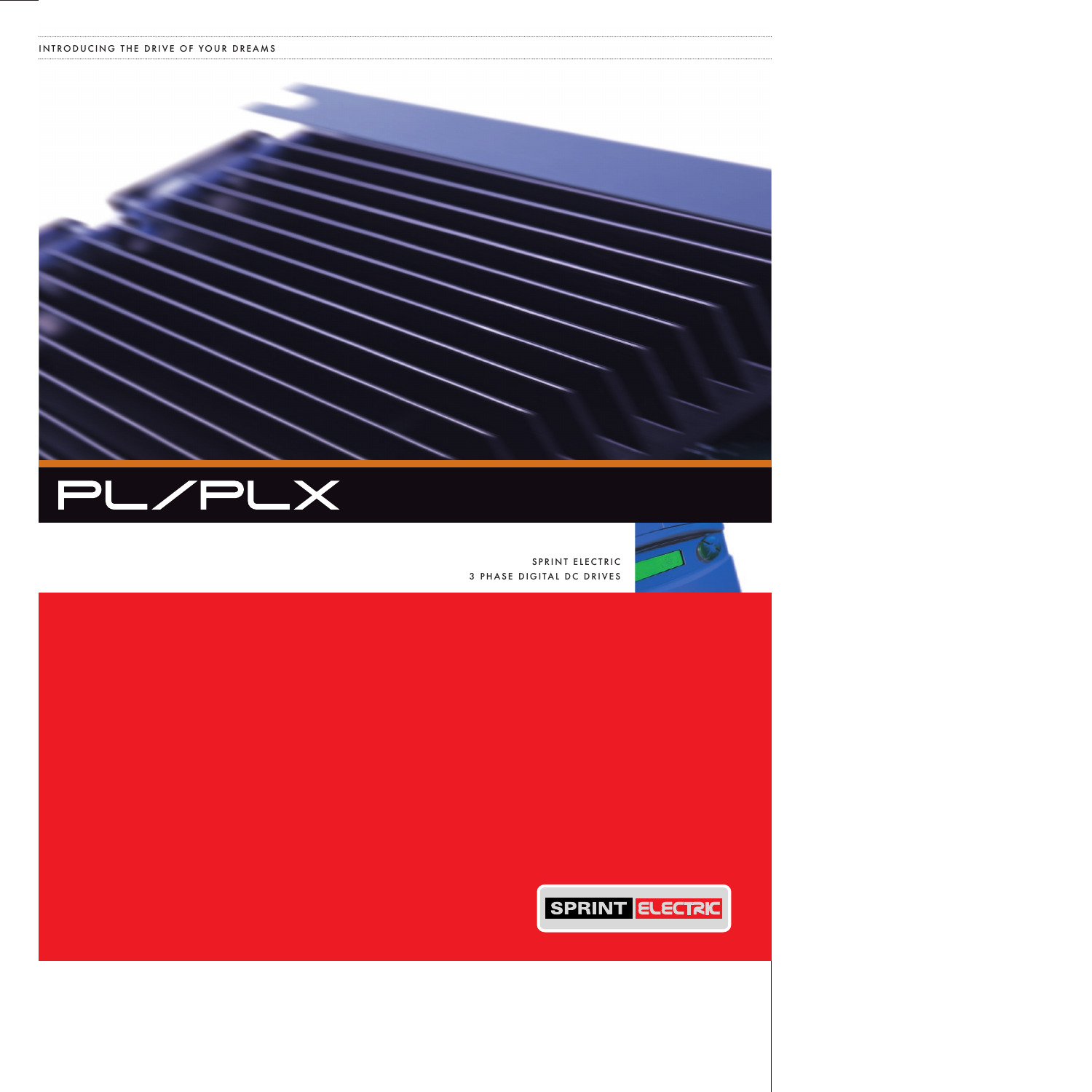INTRODUCING THE DRIVE OF YOUR DREAMS

# PL/PLX

SPRINT ELECTRIC
3 PHASE DIGITAL DC DRIVES

SPRINT ELECTRIC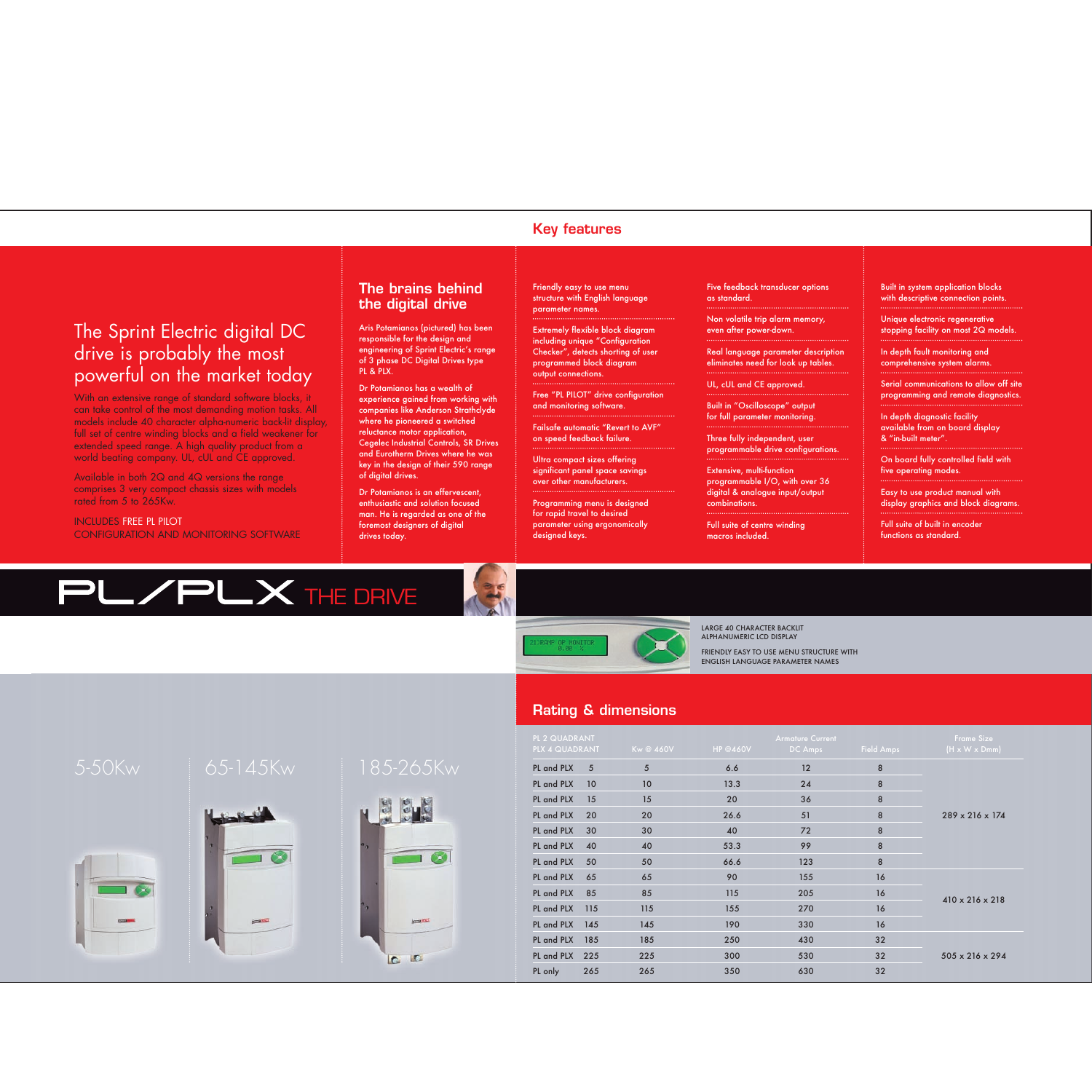## The Sprint Electric digital DC drive is probably the most powerful on the market today

With an extensive range of standard software blocks, it can take control of the most demanding motion tasks. All models include 40 character alpha-numeric back-lit display, full set of centre winding blocks and a field weakener for extended speed range. A high quality product from a world beating company. UL, cUL and CE approved.

Available in both 2Q and 4Q versions the range comprises 3 very compact chassis sizes with models rated from 5 to 265Kw.

INCLUDES FREE PL PILOT CONFIGURATION AND MONITORING SOFTWARE

## The brains behind the digital drive

Aris Potamianos (pictured) has been responsible for the design and engineering of Sprint Electric's range of 3 phase DC Digital Drives type PL & PLX.

Dr Potamianos has a wealth of experience gained from working with companies like Anderson Strathclyde where he pioneered a switched reluctance motor application, Cegelec Industrial Controls, SR Drives and Eurotherm Drives where he was key in the design of their 590 range of digital drives.

Dr Potamianos is an effervescent, enthusiastic and solution focused man. He is regarded as one of the foremost designers of digital drives today.

## Key features

- Friendly easy to use menu structure with English language parameter names.
- Extremely flexible block diagram including unique "Configuration Checker", detects shorting of user programmed block diagram output connections.
- Free "PL PILOT" drive configuration and monitoring software.
- Failsafe automatic "Revert to AVF" on speed feedback failure.
- Ultra compact sizes offering significant panel space savings over other manufacturers.
- Programming menu is designed for rapid travel to desired parameter using ergonomically designed keys.
- Five feedback transducer options as standard.
- Non volatile trip alarm memory, even after power-down.
- Real language parameter description eliminates need for look up tables.
- UL, cUL and CE approved.
- Built in "Oscilloscope" output for full parameter monitoring.
- Three fully independent, user programmable drive configurations.
- Extensive, multi-function programmable I/O, with over 36 digital & analogue input/output combinations.
- Full suite of centre winding macros included.
- Built in system application blocks with descriptive connection points.
- Unique electronic regenerative stopping facility on most 2Q models.
- In depth fault monitoring and comprehensive system alarms.
- Serial communications to allow off site programming and remote diagnostics.
- In depth diagnostic facility available from on board display & "in-built meter".
- On board fully controlled field with five operating modes.
- Easy to use product manual with display graphics and block diagrams.
- Full suite of built in encoder functions as standard.

# PL/PLX THE DRIVE

LARGE 40 CHARACTER BACKLIT ALPHANUMERIC LCD DISPLAY

FRIENDLY EASY TO USE MENU STRUCTURE WITH ENGLISH LANGUAGE PARAMETER NAMES

5-50Kw

65-145Kw

185-265Kw

## Rating & dimensions

| PL 2 QUADRANT / PLX 4 QUADRANT | | Kw @ 460V | HP @460V | Armature Current DC Amps | Field Amps | Frame Size (H x W x Dmm) |
|---|---|---|---|---|---|---|
| PL and PLX | 5 | 5 | 6.6 | 12 | 8 | 289 x 216 x 174 |
| PL and PLX | 10 | 10 | 13.3 | 24 | 8 | |
| PL and PLX | 15 | 15 | 20 | 36 | 8 | |
| PL and PLX | 20 | 20 | 26.6 | 51 | 8 | |
| PL and PLX | 30 | 30 | 40 | 72 | 8 | |
| PL and PLX | 40 | 40 | 53.3 | 99 | 8 | |
| PL and PLX | 50 | 50 | 66.6 | 123 | 8 | |
| PL and PLX | 65 | 65 | 90 | 155 | 16 | 410 x 216 x 218 |
| PL and PLX | 85 | 85 | 115 | 205 | 16 | |
| PL and PLX | 115 | 115 | 155 | 270 | 16 | |
| PL and PLX | 145 | 145 | 190 | 330 | 16 | |
| PL and PLX | 185 | 185 | 250 | 430 | 32 | 505 x 216 x 294 |
| PL and PLX | 225 | 225 | 300 | 530 | 32 | |
| PL only | 265 | 265 | 350 | 630 | 32 | |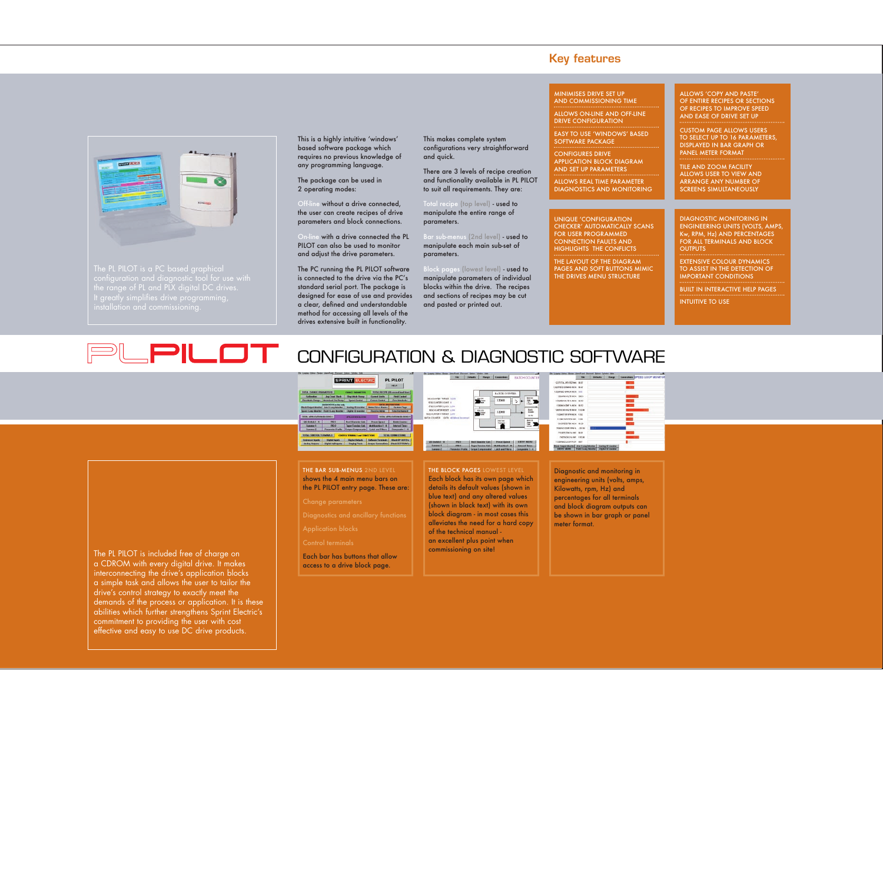## Key features

- MINIMISES DRIVE SET UP AND COMMISSIONING TIME
- ALLOWS ON-LINE AND OFF-LINE DRIVE CONFIGURATION
- EASY TO USE 'WINDOWS' BASED SOFTWARE PACKAGE
- CONFIGURES DRIVE APPLICATION BLOCK DIAGRAM AND SET UP PARAMETERS
- ALLOWS REAL TIME PARAMETER DIAGNOSTICS AND MONITORING

- ALLOWS 'COPY AND PASTE' OF ENTIRE RECIPES OR SECTIONS OF RECIPES TO IMPROVE SPEED AND EASE OF DRIVE SET UP
- CUSTOM PAGE ALLOWS USERS TO SELECT UP TO 16 PARAMETERS, DISPLAYED IN BAR GRAPH OR PANEL METER FORMAT
- TILE AND ZOOM FACILITY ALLOWS USER TO VIEW AND ARRANGE ANY NUMBER OF SCREENS SIMULTANEOUSLY

- UNIQUE 'CONFIGURATION CHECKER' AUTOMATICALLY SCANS FOR USER PROGRAMMED CONNECTION FAULTS AND HIGHLIGHTS THE CONFLICTS
- THE LAYOUT OF THE DIAGRAM PAGES AND SOFT BUTTONS MIMIC THE DRIVES MENU STRUCTURE

- DIAGNOSTIC MONITORING IN ENGINEERING UNITS (VOLTS, AMPS, Kw, RPM, Hz) AND PERCENTAGES FOR ALL TERMINALS AND BLOCK OUTPUTS
- EXTENSIVE COLOUR DYNAMICS TO ASSIST IN THE DETECTION OF IMPORTANT CONDITIONS
- BUILT IN INTERACTIVE HELP PAGES
- INTUITIVE TO USE

The PL PILOT is a PC based graphical configuration and diagnostic tool for use with the range of PL and PLX digital DC drives. It greatly simplifies drive programming, installation and commissioning.

This is a highly intuitive 'windows' based software package which requires no previous knowledge of any programming language.

The package can be used in 2 operating modes:

Off-line without a drive connected, the user can create recipes of drive parameters and block connections.

On-line with a drive connected the PL PILOT can also be used to monitor and adjust the drive parameters.

The PC running the PL PILOT software is connected to the drive via the PC's standard serial port. The package is designed for ease of use and provides a clear, defined and understandable method for accessing all levels of the drives extensive built in functionality.

This makes complete system configurations very straightforward and quick.

There are 3 levels of recipe creation and functionality available in PL PILOT to suit all requirements. They are:

Total recipe (top level) - used to manipulate the entire range of parameters.

Bar sub-menus (2nd level) - used to manipulate each main sub-set of parameters.

Block pages (lowest level) - used to manipulate parameters of individual blocks within the drive. The recipes and sections of recipes may be cut and pasted or printed out.

# PL PILOT CONFIGURATION & DIAGNOSTIC SOFTWARE

The PL PILOT is included free of charge on a CDROM with every digital drive. It makes interconnecting the drive's application blocks a simple task and allows the user to tailor the drive's control strategy to exactly meet the demands of the process or application. It is these abilities which further strengthens Sprint Electric's commitment to providing the user with cost effective and easy to use DC drive products.

**THE BAR SUB-MENUS** 2ND LEVEL shows the 4 main menu bars on the PL PILOT entry page. These are:

- Change parameters
- Diagnostics and ancillary functions
- Application blocks
- Control terminals

Each bar has buttons that allow access to a drive block page.

**THE BLOCK PAGES** LOWEST LEVEL Each block has its own page which details its default values (shown in blue text) and any altered values (shown in black text) with its own block diagram - in most cases this alleviates the need for a hard copy of the technical manual - an excellent plus point when commissioning on site!

Diagnostic and monitoring in engineering units (volts, amps, Kilowatts, rpm, Hz) and percentages for all terminals and block diagram outputs can be shown in bar graph or panel meter format.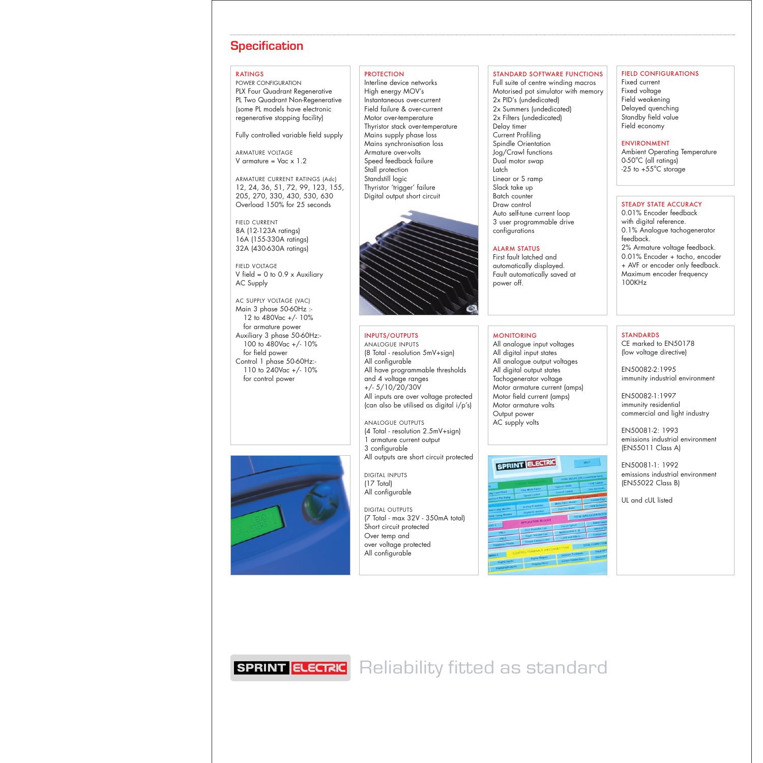## Specification

### RATINGS

POWER CONFIGURATION
PLX Four Quadrant Regenerative
PL Two Quadrant Non-Regenerative
(some PL models have electronic regenerative stopping facility)

Fully controlled variable field supply

ARMATURE VOLTAGE
V armature = Vac x 1.2

ARMATURE CURRENT RATINGS (Adc)
12, 24, 36, 51, 72, 99, 123, 155, 205, 270, 330, 430, 530, 630
Overload 150% for 25 seconds

FIELD CURRENT
8A (12-123A ratings)
16A (155-330A ratings)
32A (430-630A ratings)

FIELD VOLTAGE
V field = 0 to 0.9 x Auxiliary AC Supply

AC SUPPLY VOLTAGE (VAC)
Main 3 phase 50-60Hz :-
12 to 480Vac +/- 10%
for armature power
Auxiliary 3 phase 50-60Hz:-
100 to 480Vac +/- 10%
for field power
Control 1 phase 50-60Hz:-
110 to 240Vac +/- 10%
for control power

### PROTECTION

Interline device networks
High energy MOV's
Instantaneous over-current
Field failure & over-current
Motor over-temperature
Thyristor stack over-temperature
Mains supply phase loss
Mains synchronisation loss
Armature over-volts
Speed feedback failure
Stall protection
Standstill logic
Thyristor 'trigger' failure
Digital output short circuit

### STANDARD SOFTWARE FUNCTIONS

Full suite of centre winding macros
Motorised pot simulator with memory
2x PID's (undedicated)
2x Summers (undedicated)
2x Filters (undedicated)
Delay timer
Current Profiling
Spindle Orientation
Jog/Crawl functions
Dual motor swap
Latch
Linear or S ramp
Slack take up
Batch counter
Draw control
Auto self-tune current loop
3 user programmable drive configurations

### ALARM STATUS

First fault latched and automatically displayed.
Fault automatically saved at power off.

### FIELD CONFIGURATIONS

Fixed current
Fixed voltage
Field weakening
Delayed quenching
Standby field value
Field economy

### ENVIRONMENT

Ambient Operating Temperature
0-50°C (all ratings)
-25 to +55°C storage

### STEADY STATE ACCURACY

0.01% Encoder feedback with digital reference.
0.1% Analogue tachogenerator feedback.
2% Armature voltage feedback.
0.01% Encoder + tacho, encoder + AVF or encoder only feedback.
Maximum encoder frequency 100KHz

### INPUTS/OUTPUTS

ANALOGUE INPUTS
(8 Total - resolution 5mV+sign)
All configurable
All have programmable thresholds and 4 voltage ranges
+/- 5/10/20/30V
All inputs are over voltage protected
(can also be utilised as digital i/p's)

ANALOGUE OUTPUTS
(4 Total - resolution 2.5mV+sign)
1 armature current output
3 configurable
All outputs are short circuit protected

DIGITAL INPUTS
(17 Total)
All configurable

DIGITAL OUTPUTS
(7 Total - max 32V - 350mA total)
Short circuit protected
Over temp and over voltage protected
All configurable

### MONITORING

All analogue input voltages
All digital input states
All analogue output voltages
All digital output states
Tachogenerator voltage
Motor armature current (amps)
Motor field current (amps)
Motor armature volts
Output power
AC supply volts

### STANDARDS

CE marked to EN50178
(low voltage directive)

EN50082-2:1995
immunity industrial environment

EN50082-1:1997
immunity residential commercial and light industry

EN50081-2: 1993
emissions industrial environment
(EN55011 Class A)

EN50081-1: 1992
emissions industrial environment
(EN55022 Class B)

UL and cUL listed

SPRINT ELECTRIC Reliability fitted as standard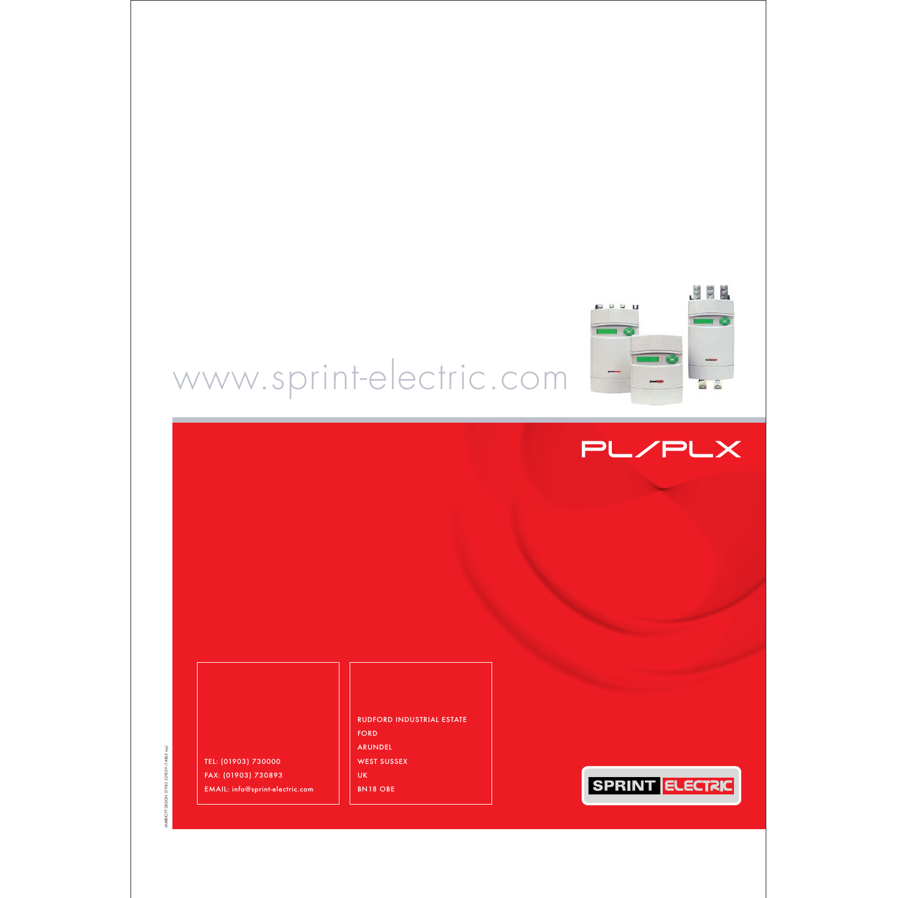www.sprint-electric.com

# PL/PLX

TEL: (01903) 730000
FAX: (01903) 730893
EMAIL: info@sprint-electric.com

RUDFORD INDUSTRIAL ESTATE
FORD
ARUNDEL
WEST SUSSEX
UK
BN18 OBE

SPRINT ELECTRIC

MARRIOTT DESIGN 01983 529039 (14865 mp)